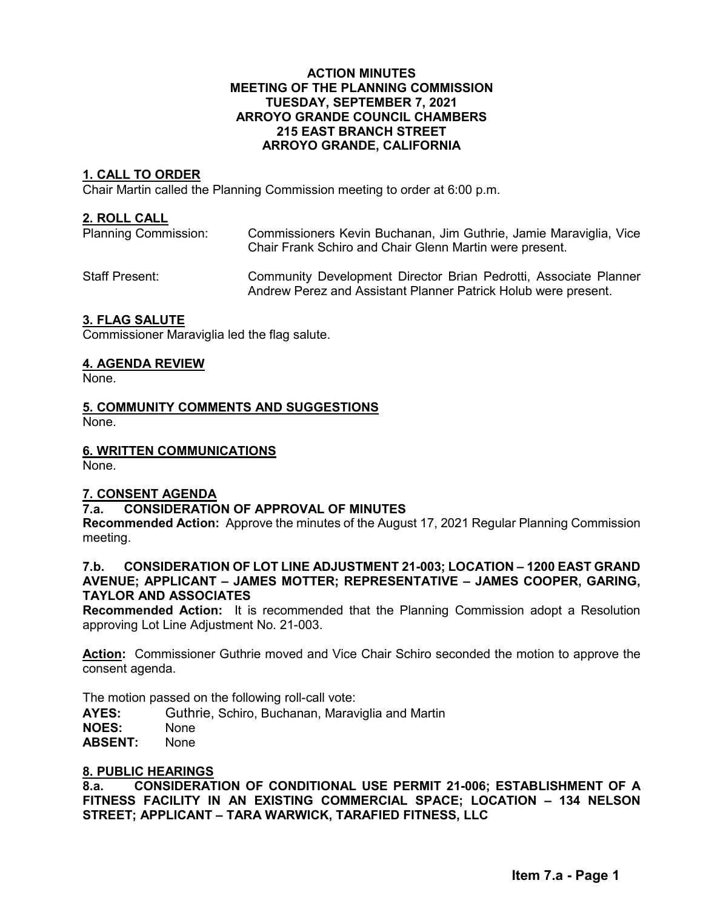**ACTION MINUTES**
**MEETING OF THE PLANNING COMMISSION**
**TUESDAY, SEPTEMBER 7, 2021**
**ARROYO GRANDE COUNCIL CHAMBERS**
**215 EAST BRANCH STREET**
**ARROYO GRANDE, CALIFORNIA**

## 1. CALL TO ORDER

Chair Martin called the Planning Commission meeting to order at 6:00 p.m.

## 2. ROLL CALL

Planning Commission: Commissioners Kevin Buchanan, Jim Guthrie, Jamie Maraviglia, Vice Chair Frank Schiro and Chair Glenn Martin were present.

Staff Present: Community Development Director Brian Pedrotti, Associate Planner Andrew Perez and Assistant Planner Patrick Holub were present.

## 3. FLAG SALUTE

Commissioner Maraviglia led the flag salute.

## 4. AGENDA REVIEW

None.

## 5. COMMUNITY COMMENTS AND SUGGESTIONS

None.

## 6. WRITTEN COMMUNICATIONS

None.

## 7. CONSENT AGENDA

### 7.a. CONSIDERATION OF APPROVAL OF MINUTES

**Recommended Action:** Approve the minutes of the August 17, 2021 Regular Planning Commission meeting.

### 7.b. CONSIDERATION OF LOT LINE ADJUSTMENT 21-003; LOCATION – 1200 EAST GRAND AVENUE; APPLICANT – JAMES MOTTER; REPRESENTATIVE – JAMES COOPER, GARING, TAYLOR AND ASSOCIATES

**Recommended Action:** It is recommended that the Planning Commission adopt a Resolution approving Lot Line Adjustment No. 21-003.

**Action:** Commissioner Guthrie moved and Vice Chair Schiro seconded the motion to approve the consent agenda.

The motion passed on the following roll-call vote:

**AYES:** Guthrie, Schiro, Buchanan, Maraviglia and Martin
**NOES:** None
**ABSENT:** None

## 8. PUBLIC HEARINGS

### 8.a. CONSIDERATION OF CONDITIONAL USE PERMIT 21-006; ESTABLISHMENT OF A FITNESS FACILITY IN AN EXISTING COMMERCIAL SPACE; LOCATION – 134 NELSON STREET; APPLICANT – TARA WARWICK, TARAFIED FITNESS, LLC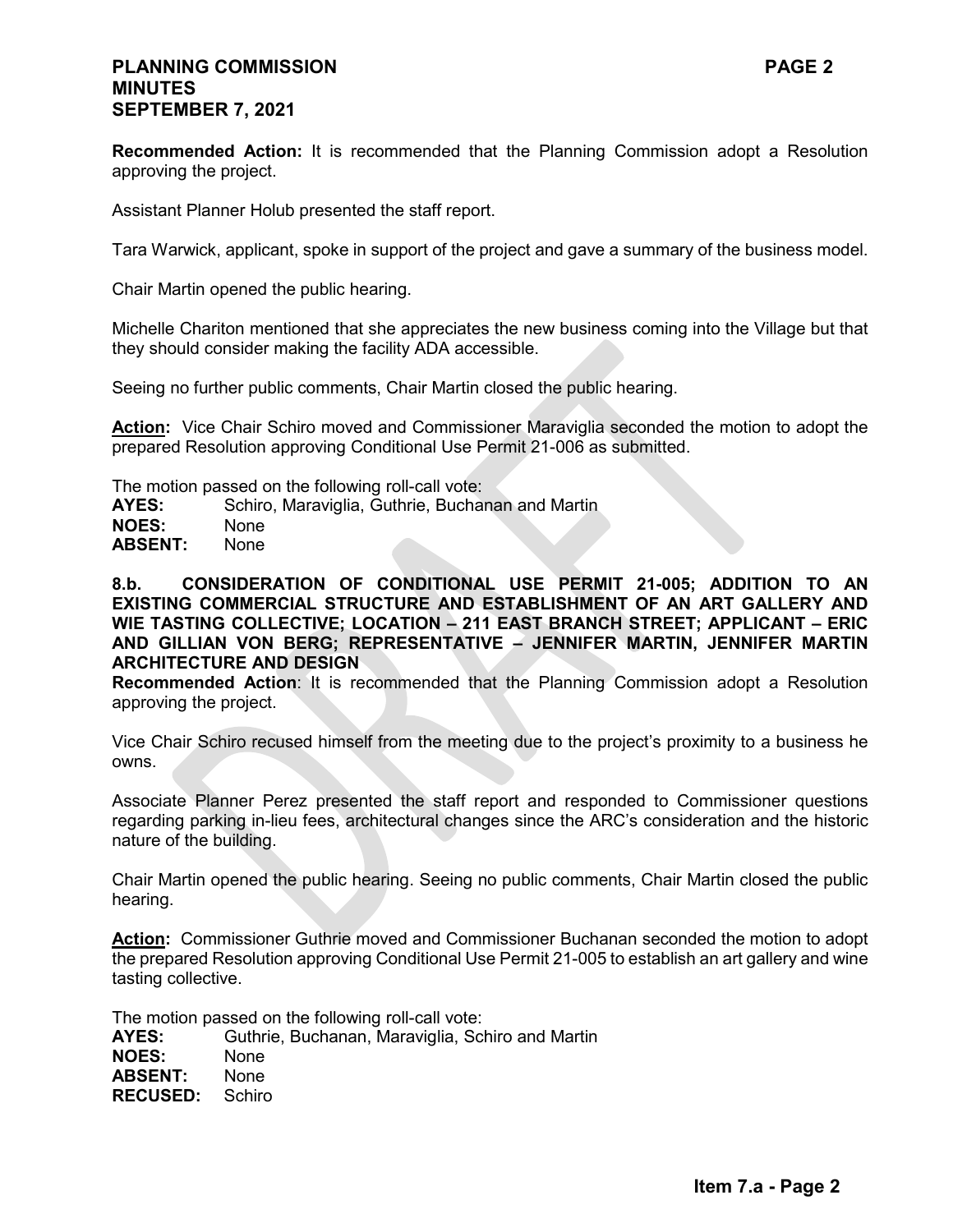**Recommended Action:** It is recommended that the Planning Commission adopt a Resolution approving the project.

Assistant Planner Holub presented the staff report.

Tara Warwick, applicant, spoke in support of the project and gave a summary of the business model.

Chair Martin opened the public hearing.

Michelle Chariton mentioned that she appreciates the new business coming into the Village but that they should consider making the facility ADA accessible.

Seeing no further public comments, Chair Martin closed the public hearing.

**Action:** Vice Chair Schiro moved and Commissioner Maraviglia seconded the motion to adopt the prepared Resolution approving Conditional Use Permit 21-006 as submitted.

The motion passed on the following roll-call vote:

**AYES:** Schiro, Maraviglia, Guthrie, Buchanan and Martin
**NOES:** None
**ABSENT:** None

**8.b. CONSIDERATION OF CONDITIONAL USE PERMIT 21-005; ADDITION TO AN EXISTING COMMERCIAL STRUCTURE AND ESTABLISHMENT OF AN ART GALLERY AND WIE TASTING COLLECTIVE; LOCATION – 211 EAST BRANCH STREET; APPLICANT – ERIC AND GILLIAN VON BERG; REPRESENTATIVE – JENNIFER MARTIN, JENNIFER MARTIN ARCHITECTURE AND DESIGN**

**Recommended Action**: It is recommended that the Planning Commission adopt a Resolution approving the project.

Vice Chair Schiro recused himself from the meeting due to the project's proximity to a business he owns.

Associate Planner Perez presented the staff report and responded to Commissioner questions regarding parking in-lieu fees, architectural changes since the ARC's consideration and the historic nature of the building.

Chair Martin opened the public hearing. Seeing no public comments, Chair Martin closed the public hearing.

**Action:** Commissioner Guthrie moved and Commissioner Buchanan seconded the motion to adopt the prepared Resolution approving Conditional Use Permit 21-005 to establish an art gallery and wine tasting collective.

The motion passed on the following roll-call vote:

**AYES:** Guthrie, Buchanan, Maraviglia, Schiro and Martin
**NOES:** None
**ABSENT:** None
**RECUSED:** Schiro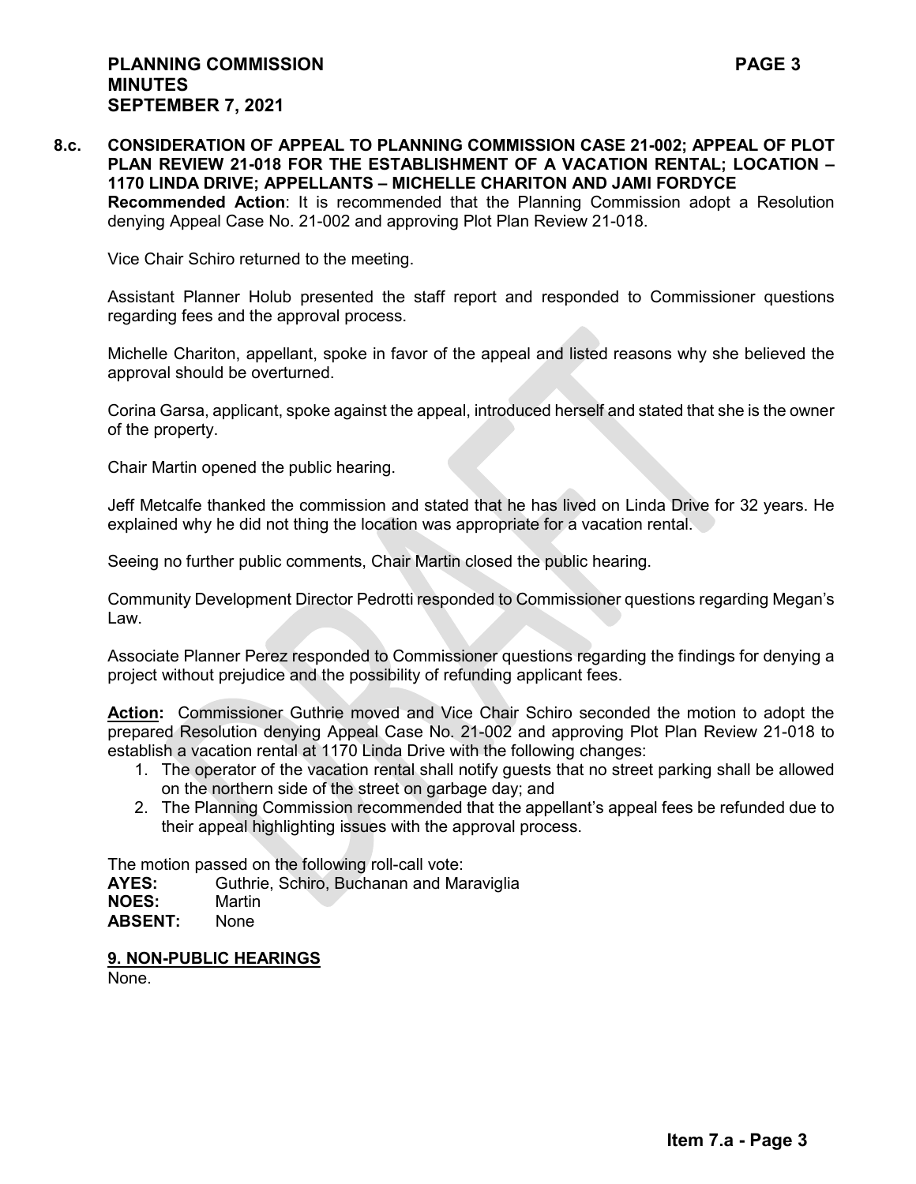**8.c. CONSIDERATION OF APPEAL TO PLANNING COMMISSION CASE 21-002; APPEAL OF PLOT PLAN REVIEW 21-018 FOR THE ESTABLISHMENT OF A VACATION RENTAL; LOCATION – 1170 LINDA DRIVE; APPELLANTS – MICHELLE CHARITON AND JAMI FORDYCE**

**Recommended Action**: It is recommended that the Planning Commission adopt a Resolution denying Appeal Case No. 21-002 and approving Plot Plan Review 21-018.

Vice Chair Schiro returned to the meeting.

Assistant Planner Holub presented the staff report and responded to Commissioner questions regarding fees and the approval process.

Michelle Chariton, appellant, spoke in favor of the appeal and listed reasons why she believed the approval should be overturned.

Corina Garsa, applicant, spoke against the appeal, introduced herself and stated that she is the owner of the property.

Chair Martin opened the public hearing.

Jeff Metcalfe thanked the commission and stated that he has lived on Linda Drive for 32 years. He explained why he did not thing the location was appropriate for a vacation rental.

Seeing no further public comments, Chair Martin closed the public hearing.

Community Development Director Pedrotti responded to Commissioner questions regarding Megan's Law.

Associate Planner Perez responded to Commissioner questions regarding the findings for denying a project without prejudice and the possibility of refunding applicant fees.

**Action:** Commissioner Guthrie moved and Vice Chair Schiro seconded the motion to adopt the prepared Resolution denying Appeal Case No. 21-002 and approving Plot Plan Review 21-018 to establish a vacation rental at 1170 Linda Drive with the following changes:

1. The operator of the vacation rental shall notify guests that no street parking shall be allowed on the northern side of the street on garbage day; and
2. The Planning Commission recommended that the appellant's appeal fees be refunded due to their appeal highlighting issues with the approval process.

The motion passed on the following roll-call vote:

**AYES:** Guthrie, Schiro, Buchanan and Maraviglia
**NOES:** Martin
**ABSENT:** None

## 9. NON-PUBLIC HEARINGS

None.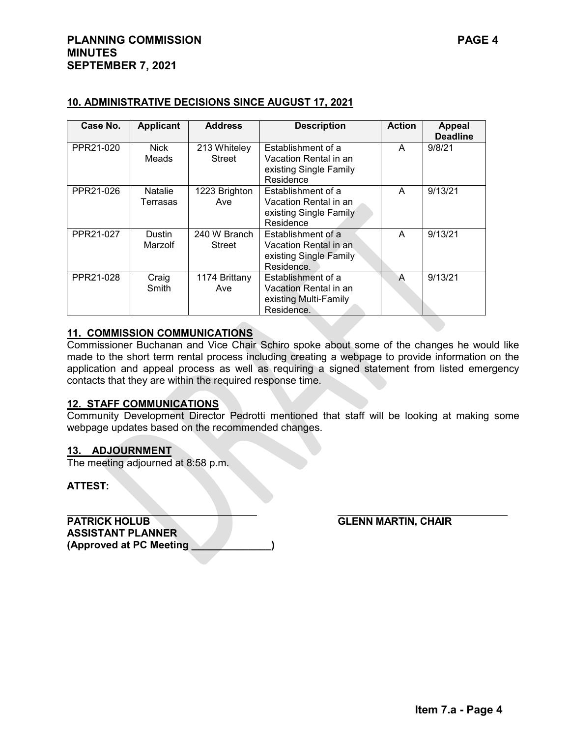## 10. ADMINISTRATIVE DECISIONS SINCE AUGUST 17, 2021

| Case No. | Applicant | Address | Description | Action | Appeal Deadline |
|---|---|---|---|---|---|
| PPR21-020 | Nick Meads | 213 Whiteley Street | Establishment of a Vacation Rental in an existing Single Family Residence | A | 9/8/21 |
| PPR21-026 | Natalie Terrasas | 1223 Brighton Ave | Establishment of a Vacation Rental in an existing Single Family Residence | A | 9/13/21 |
| PPR21-027 | Dustin Marzolf | 240 W Branch Street | Establishment of a Vacation Rental in an existing Single Family Residence. | A | 9/13/21 |
| PPR21-028 | Craig Smith | 1174 Brittany Ave | Establishment of a Vacation Rental in an existing Multi-Family Residence. | A | 9/13/21 |

## 11. COMMISSION COMMUNICATIONS

Commissioner Buchanan and Vice Chair Schiro spoke about some of the changes he would like made to the short term rental process including creating a webpage to provide information on the application and appeal process as well as requiring a signed statement from listed emergency contacts that they are within the required response time.

## 12. STAFF COMMUNICATIONS

Community Development Director Pedrotti mentioned that staff will be looking at making some webpage updates based on the recommended changes.

## 13. ADJOURNMENT

The meeting adjourned at 8:58 p.m.

**ATTEST:**

**PATRICK HOLUB**
**ASSISTANT PLANNER**
**(Approved at PC Meeting ______________)**

**GLENN MARTIN, CHAIR**